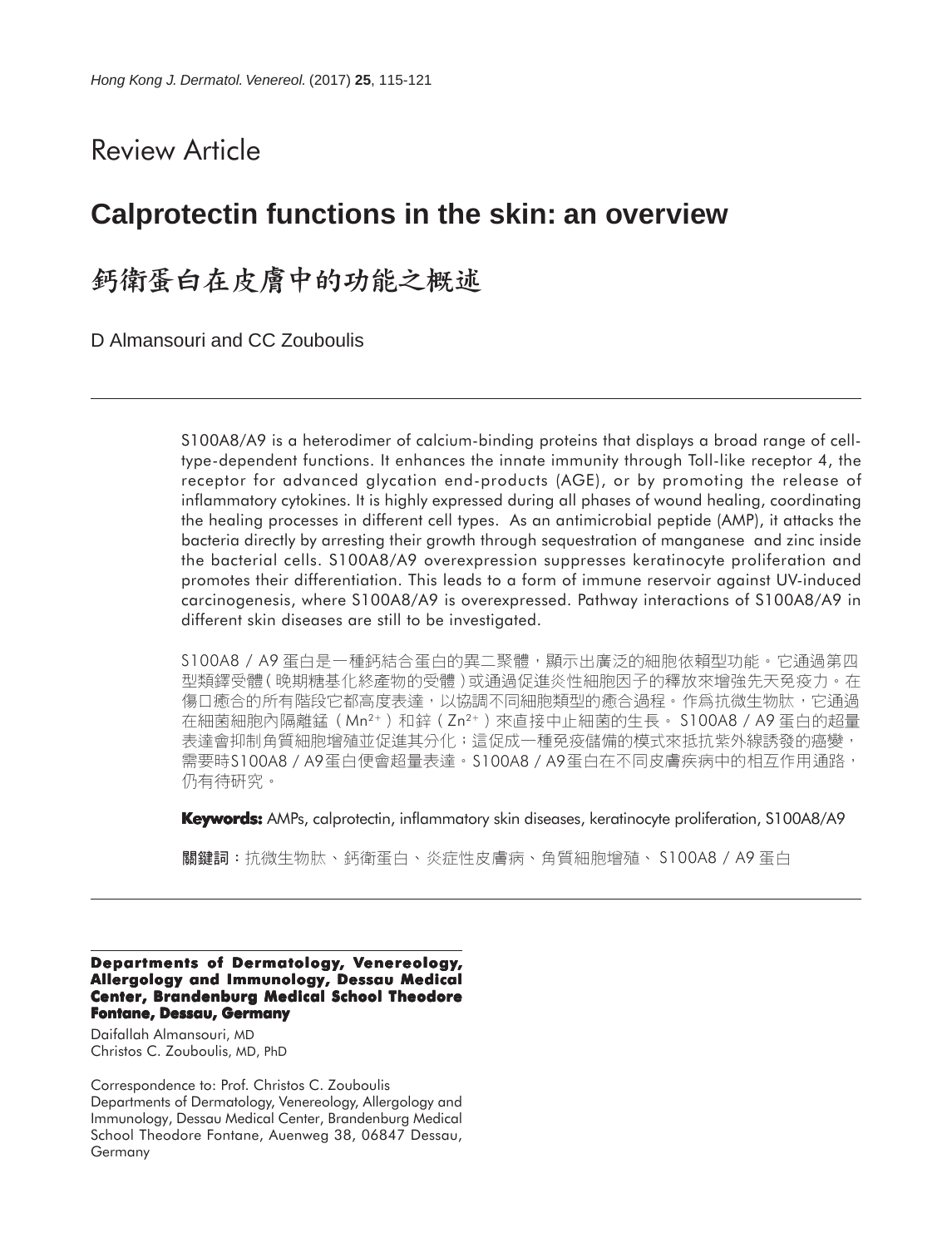Review Article

# Calprotectin functions in the skin: an overview

# 鈣衛蛋白在皮膚中的功能之概述

D Almansouri and CC Zouboulis

S100A8/A9 is a heterodimer of calcium-binding proteins that displays a broad range of cell-type-dependent functions. It enhances the innate immunity through Toll-like receptor 4, the receptor for advanced glycation end-products (AGE), or by promoting the release of inflammatory cytokines. It is highly expressed during all phases of wound healing, coordinating the healing processes in different cell types. As an antimicrobial peptide (AMP), it attacks the bacteria directly by arresting their growth through sequestration of manganese and zinc inside the bacterial cells. S100A8/A9 overexpression suppresses keratinocyte proliferation and promotes their differentiation. This leads to a form of immune reservoir against UV-induced carcinogenesis, where S100A8/A9 is overexpressed. Pathway interactions of S100A8/A9 in different skin diseases are still to be investigated.

S100A8 / A9 蛋白是一種鈣結合蛋白的異二聚體，顯示出廣泛的細胞依賴型功能。它通過第四型類鐸受體（晚期糖基化終產物的受體）或通過促進炎性細胞因子的釋放來增強先天免疫力。在傷口癒合的所有階段它都高度表達，以協調不同細胞類型的癒合過程。作爲抗微生物肽，它通過在細菌細胞內隔離錳（$Mn^{2+}$）和鋅（$Zn^{2+}$）來直接中止細菌的生長。S100A8 / A9 蛋白的超量表達會抑制角質細胞增殖並促進其分化；這促成一種免疫儲備的模式來抵抗紫外線誘發的癌變，需要時S100A8 / A9蛋白便會超量表達。S100A8 / A9蛋白在不同皮膚疾病中的相互作用通路，仍有待研究。

**Keywords:** AMPs, calprotectin, inflammatory skin diseases, keratinocyte proliferation, S100A8/A9

**關鍵詞**：抗微生物肽、鈣衛蛋白、炎症性皮膚病、角質細胞增殖、S100A8 / A9 蛋白

**Departments of Dermatology, Venereology, Allergology and Immunology, Dessau Medical Center, Brandenburg Medical School Theodore Fontane, Dessau, Germany**

Daifallah Almansouri, MD
Christos C. Zouboulis, MD, PhD

Correspondence to: Prof. Christos C. Zouboulis
Departments of Dermatology, Venereology, Allergology and Immunology, Dessau Medical Center, Brandenburg Medical School Theodore Fontane, Auenweg 38, 06847 Dessau, Germany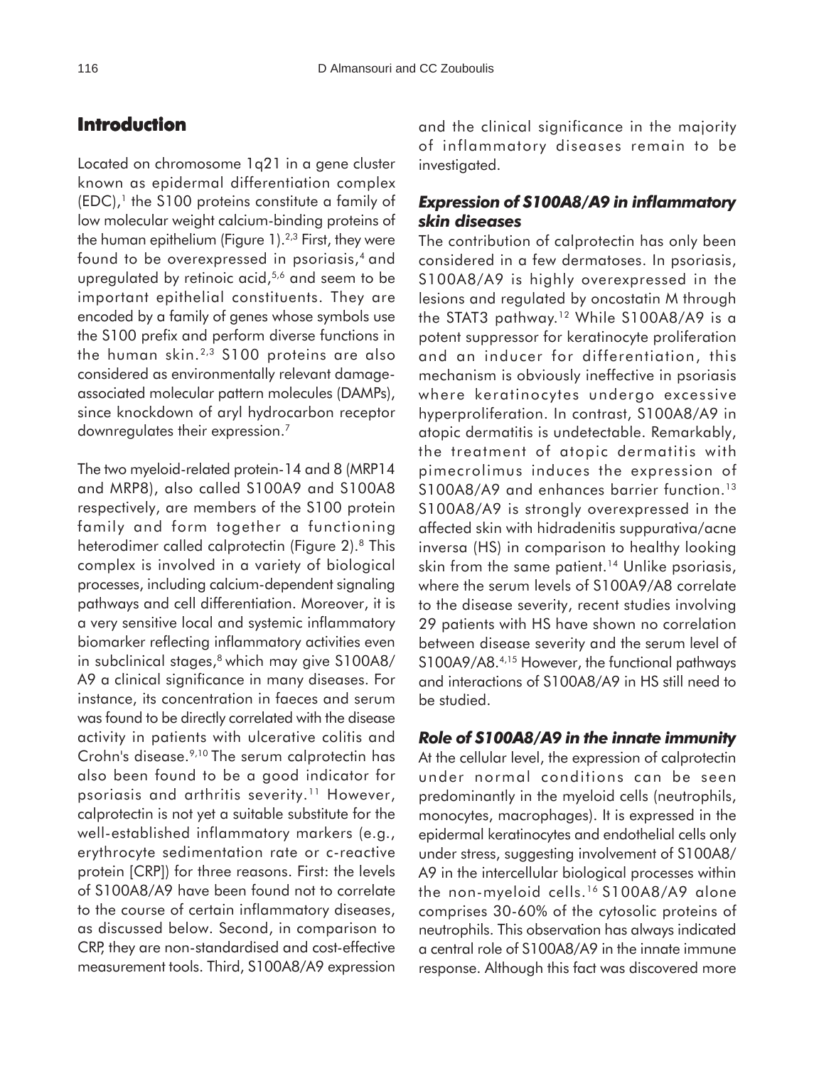## Introduction

Located on chromosome 1q21 in a gene cluster known as epidermal differentiation complex (EDC),[1] the S100 proteins constitute a family of low molecular weight calcium-binding proteins of the human epithelium (Figure 1).[2,3] First, they were found to be overexpressed in psoriasis,[4] and upregulated by retinoic acid,[5,6] and seem to be important epithelial constituents. They are encoded by a family of genes whose symbols use the S100 prefix and perform diverse functions in the human skin.[2,3] S100 proteins are also considered as environmentally relevant damage-associated molecular pattern molecules (DAMPs), since knockdown of aryl hydrocarbon receptor downregulates their expression.[7]

The two myeloid-related protein-14 and 8 (MRP14 and MRP8), also called S100A9 and S100A8 respectively, are members of the S100 protein family and form together a functioning heterodimer called calprotectin (Figure 2).[8] This complex is involved in a variety of biological processes, including calcium-dependent signaling pathways and cell differentiation. Moreover, it is a very sensitive local and systemic inflammatory biomarker reflecting inflammatory activities even in subclinical stages,[8] which may give S100A8/A9 a clinical significance in many diseases. For instance, its concentration in faeces and serum was found to be directly correlated with the disease activity in patients with ulcerative colitis and Crohn's disease.[9,10] The serum calprotectin has also been found to be a good indicator for psoriasis and arthritis severity.[11] However, calprotectin is not yet a suitable substitute for the well-established inflammatory markers (e.g., erythrocyte sedimentation rate or c-reactive protein [CRP]) for three reasons. First: the levels of S100A8/A9 have been found not to correlate to the course of certain inflammatory diseases, as discussed below. Second, in comparison to CRP, they are non-standardised and cost-effective measurement tools. Third, S100A8/A9 expression and the clinical significance in the majority of inflammatory diseases remain to be investigated.

### *Expression of S100A8/A9 in inflammatory skin diseases*

The contribution of calprotectin has only been considered in a few dermatoses. In psoriasis, S100A8/A9 is highly overexpressed in the lesions and regulated by oncostatin M through the STAT3 pathway.[12] While S100A8/A9 is a potent suppressor for keratinocyte proliferation and an inducer for differentiation, this mechanism is obviously ineffective in psoriasis where keratinocytes undergo excessive hyperproliferation. In contrast, S100A8/A9 in atopic dermatitis is undetectable. Remarkably, the treatment of atopic dermatitis with pimecrolimus induces the expression of S100A8/A9 and enhances barrier function.[13] S100A8/A9 is strongly overexpressed in the affected skin with hidradenitis suppurativa/acne inversa (HS) in comparison to healthy looking skin from the same patient.[14] Unlike psoriasis, where the serum levels of S100A9/A8 correlate to the disease severity, recent studies involving 29 patients with HS have shown no correlation between disease severity and the serum level of S100A9/A8.[4,15] However, the functional pathways and interactions of S100A8/A9 in HS still need to be studied.

### *Role of S100A8/A9 in the innate immunity*

At the cellular level, the expression of calprotectin under normal conditions can be seen predominantly in the myeloid cells (neutrophils, monocytes, macrophages). It is expressed in the epidermal keratinocytes and endothelial cells only under stress, suggesting involvement of S100A8/A9 in the intercellular biological processes within the non-myeloid cells.[16] S100A8/A9 alone comprises 30-60% of the cytosolic proteins of neutrophils. This observation has always indicated a central role of S100A8/A9 in the innate immune response. Although this fact was discovered more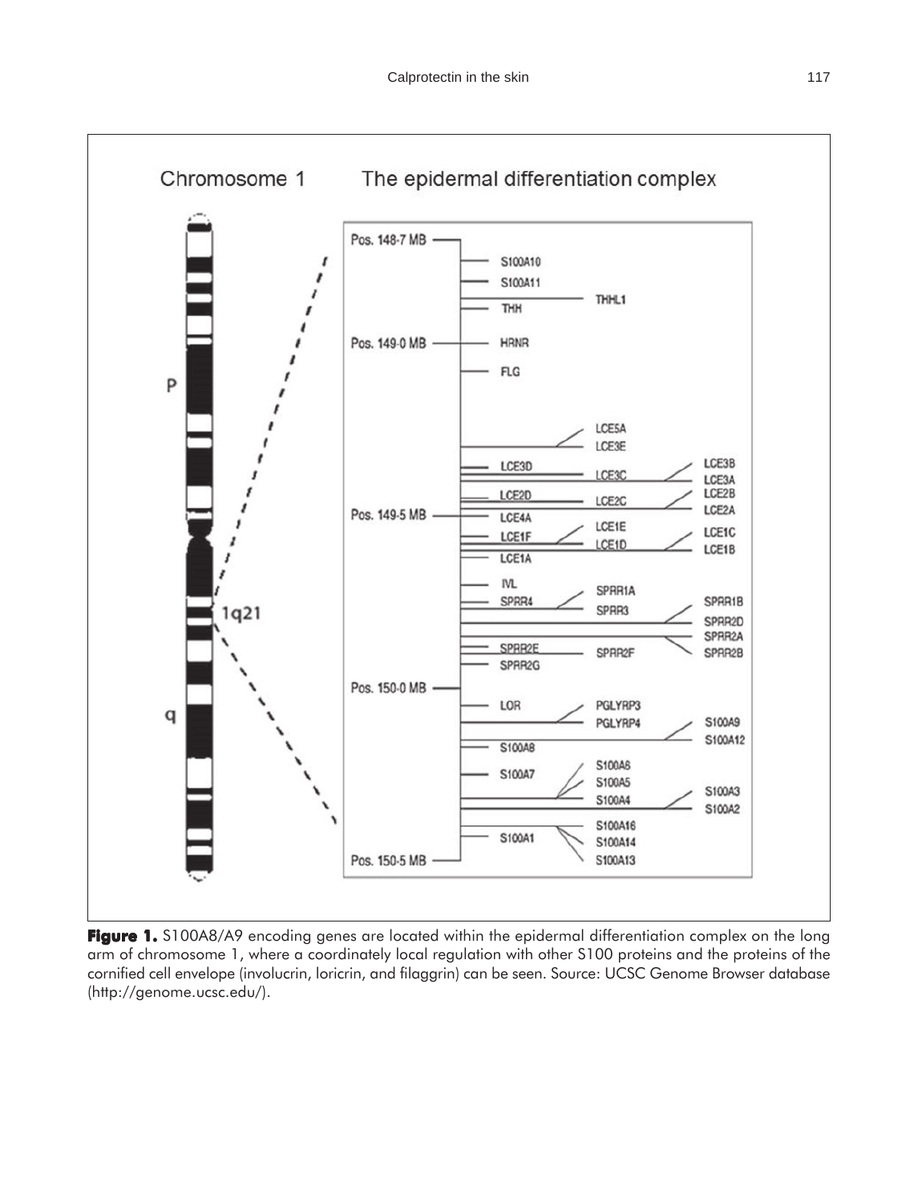**Figure 1.** S100A8/A9 encoding genes are located within the epidermal differentiation complex on the long arm of chromosome 1, where a coordinately local regulation with other S100 proteins and the proteins of the cornified cell envelope (involucrin, loricrin, and filaggrin) can be seen. Source: UCSC Genome Browser database (http://genome.ucsc.edu/).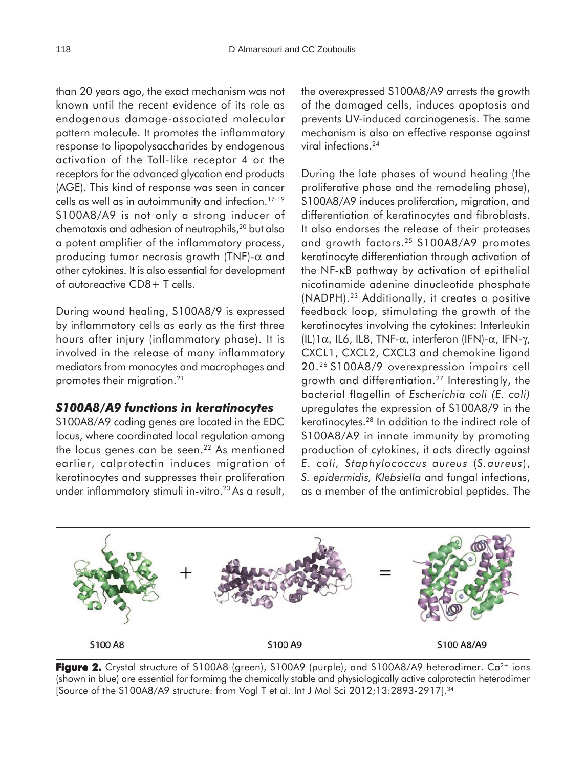than 20 years ago, the exact mechanism was not known until the recent evidence of its role as endogenous damage-associated molecular pattern molecule. It promotes the inflammatory response to lipopolysaccharides by endogenous activation of the Toll-like receptor 4 or the receptors for the advanced glycation end products (AGE). This kind of response was seen in cancer cells as well as in autoimmunity and infection.[17-19] S100A8/A9 is not only a strong inducer of chemotaxis and adhesion of neutrophils,[20] but also a potent amplifier of the inflammatory process, producing tumor necrosis growth (TNF)-α and other cytokines. It is also essential for development of autoreactive CD8+ T cells.

During wound healing, S100A8/9 is expressed by inflammatory cells as early as the first three hours after injury (inflammatory phase). It is involved in the release of many inflammatory mediators from monocytes and macrophages and promotes their migration.[21]

### *S100A8/A9 functions in keratinocytes*

S100A8/A9 coding genes are located in the EDC locus, where coordinated local regulation among the locus genes can be seen.[22] As mentioned earlier, calprotectin induces migration of keratinocytes and suppresses their proliferation under inflammatory stimuli in-vitro.[23] As a result, the overexpressed S100A8/A9 arrests the growth of the damaged cells, induces apoptosis and prevents UV-induced carcinogenesis. The same mechanism is also an effective response against viral infections.[24]

During the late phases of wound healing (the proliferative phase and the remodeling phase), S100A8/A9 induces proliferation, migration, and differentiation of keratinocytes and fibroblasts. It also endorses the release of their proteases and growth factors.[25] S100A8/A9 promotes keratinocyte differentiation through activation of the NF-κB pathway by activation of epithelial nicotinamide adenine dinucleotide phosphate (NADPH).[23] Additionally, it creates a positive feedback loop, stimulating the growth of the keratinocytes involving the cytokines: Interleukin (IL)1α, IL6, IL8, TNF-α, interferon (IFN)-α, IFN-γ, CXCL1, CXCL2, CXCL3 and chemokine ligand 20.[26] S100A8/9 overexpression impairs cell growth and differentiation.[27] Interestingly, the bacterial flagellin of *Escherichia coli (E. coli)* upregulates the expression of S100A8/9 in the keratinocytes.[28] In addition to the indirect role of S100A8/A9 in innate immunity by promoting production of cytokines, it acts directly against *E. coli, Staphylococcus aureus* (*S.aureus*), *S. epidermidis, Klebsiella* and fungal infections, as a member of the antimicrobial peptides. The

**Figure 2.** Crystal structure of S100A8 (green), S100A9 (purple), and S100A8/A9 heterodimer. $Ca^{2+}$ ions (shown in blue) are essential for formimg the chemically stable and physiologically active calprotectin heterodimer [Source of the S100A8/A9 structure: from Vogl T et al. Int J Mol Sci 2012;13:2893-2917].[34]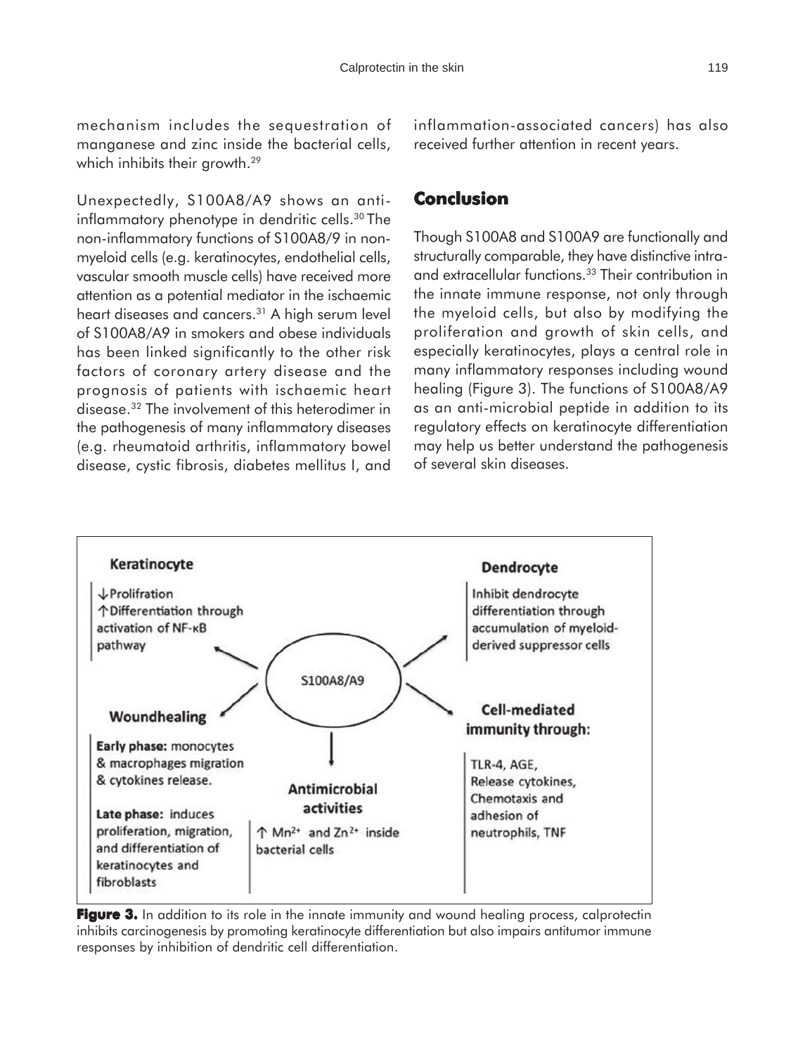mechanism includes the sequestration of manganese and zinc inside the bacterial cells, which inhibits their growth.[29]

Unexpectedly, S100A8/A9 shows an anti-inflammatory phenotype in dendritic cells.[30] The non-inflammatory functions of S100A8/9 in non-myeloid cells (e.g. keratinocytes, endothelial cells, vascular smooth muscle cells) have received more attention as a potential mediator in the ischaemic heart diseases and cancers.[31] A high serum level of S100A8/A9 in smokers and obese individuals has been linked significantly to the other risk factors of coronary artery disease and the prognosis of patients with ischaemic heart disease.[32] The involvement of this heterodimer in the pathogenesis of many inflammatory diseases (e.g. rheumatoid arthritis, inflammatory bowel disease, cystic fibrosis, diabetes mellitus I, and inflammation-associated cancers) has also received further attention in recent years.

## Conclusion

Though S100A8 and S100A9 are functionally and structurally comparable, they have distinctive intra- and extracellular functions.[33] Their contribution in the innate immune response, not only through the myeloid cells, but also by modifying the proliferation and growth of skin cells, and especially keratinocytes, plays a central role in many inflammatory responses including wound healing (Figure 3). The functions of S100A8/A9 as an anti-microbial peptide in addition to its regulatory effects on keratinocyte differentiation may help us better understand the pathogenesis of several skin diseases.

**Keratinocyte**
↓Prolifration
↑Differentiation through activation of NF-κB pathway

**Dendrocyte**
Inhibit dendrocyte differentiation through accumulation of myeloid-derived suppressor cells

S100A8/A9

**Woundhealing**
**Early phase:** monocytes & macrophages migration & cytokines release.
**Late phase:** induces proliferation, migration, and differentiation of keratinocytes and fibroblasts

**Antimicrobial activities**
↑ $Mn^{2+}$ and $Zn^{2+}$ inside bacterial cells

**Cell-mediated immunity through:**
TLR-4, AGE, Release cytokines, Chemotaxis and adhesion of neutrophils, TNF

**Figure 3.** In addition to its role in the innate immunity and wound healing process, calprotectin inhibits carcinogenesis by promoting keratinocyte differentiation but also impairs antitumor immune responses by inhibition of dendritic cell differentiation.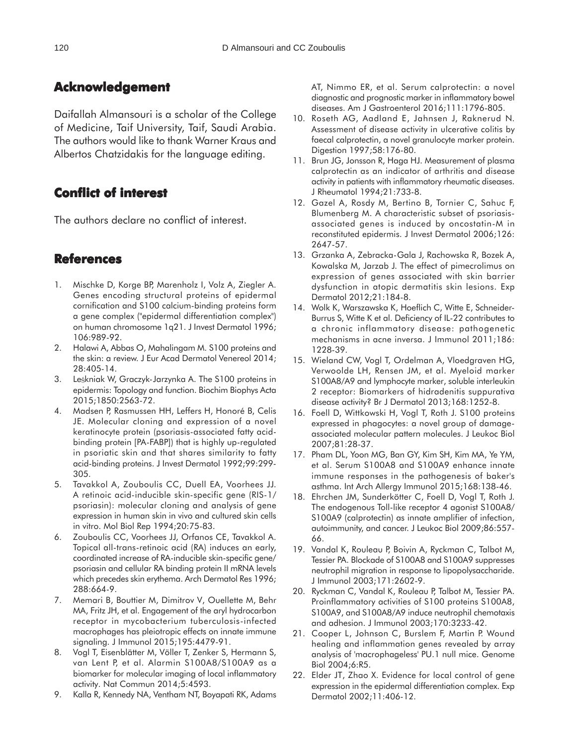## Acknowledgement

Daifallah Almansouri is a scholar of the College of Medicine, Taif University, Taif, Saudi Arabia. The authors would like to thank Warner Kraus and Albertos Chatzidakis for the language editing.

## Conflict of interest

The authors declare no conflict of interest.

## References

1. Mischke D, Korge BP, Marenholz I, Volz A, Ziegler A. Genes encoding structural proteins of epidermal cornification and S100 calcium-binding proteins form a gene complex ("epidermal differentiation complex") on human chromosome 1q21. J Invest Dermatol 1996; 106:989-92.
2. Halawi A, Abbas O, Mahalingam M. S100 proteins and the skin: a review. J Eur Acad Dermatol Venereol 2014; 28:405-14.
3. Leśkniak W, Graczyk-Jarzynka A. The S100 proteins in epidermis: Topology and function. Biochim Biophys Acta 2015;1850:2563-72.
4. Madsen P, Rasmussen HH, Leffers H, Honoré B, Celis JE. Molecular cloning and expression of a novel keratinocyte protein (psoriasis-associated fatty acid-binding protein [PA-FABP]) that is highly up-regulated in psoriatic skin and that shares similarity to fatty acid-binding proteins. J Invest Dermatol 1992;99:299-305.
5. Tavakkol A, Zouboulis CC, Duell EA, Voorhees JJ. A retinoic acid-inducible skin-specific gene (RIS-1/ psoriasin): molecular cloning and analysis of gene expression in human skin in vivo and cultured skin cells in vitro. Mol Biol Rep 1994;20:75-83.
6. Zouboulis CC, Voorhees JJ, Orfanos CE, Tavakkol A. Topical all-trans-retinoic acid (RA) induces an early, coordinated increase of RA-inducible skin-specific gene/ psoriasin and cellular RA binding protein II mRNA levels which precedes skin erythema. Arch Dermatol Res 1996; 288:664-9.
7. Memari B, Bouttier M, Dimitrov V, Ouellette M, Behr MA, Fritz JH, et al. Engagement of the aryl hydrocarbon receptor in mycobacterium tuberculosis-infected macrophages has pleiotropic effects on innate immune signaling. J Immunol 2015;195:4479-91.
8. Vogl T, Eisenblätter M, Völler T, Zenker S, Hermann S, van Lent P, et al. Alarmin S100A8/S100A9 as a biomarker for molecular imaging of local inflammatory activity. Nat Commun 2014;5:4593.
9. Kalla R, Kennedy NA, Ventham NT, Boyapati RK, Adams AT, Nimmo ER, et al. Serum calprotectin: a novel diagnostic and prognostic marker in inflammatory bowel diseases. Am J Gastroenterol 2016;111:1796-805.
10. Roseth AG, Aadland E, Jahnsen J, Raknerud N. Assessment of disease activity in ulcerative colitis by faecal calprotectin, a novel granulocyte marker protein. Digestion 1997;58:176-80.
11. Brun JG, Jonsson R, Haga HJ. Measurement of plasma calprotectin as an indicator of arthritis and disease activity in patients with inflammatory rheumatic diseases. J Rheumatol 1994;21:733-8.
12. Gazel A, Rosdy M, Bertino B, Tornier C, Sahuc F, Blumenberg M. A characteristic subset of psoriasis-associated genes is induced by oncostatin-M in reconstituted epidermis. J Invest Dermatol 2006;126: 2647-57.
13. Grzanka A, Zebracka-Gala J, Rachowska R, Bozek A, Kowalska M, Jarzab J. The effect of pimecrolimus on expression of genes associated with skin barrier dysfunction in atopic dermatitis skin lesions. Exp Dermatol 2012;21:184-8.
14. Wolk K, Warszawska K, Hoeflich C, Witte E, Schneider-Burrus S, Witte K et al. Deficiency of IL-22 contributes to a chronic inflammatory disease: pathogenetic mechanisms in acne inversa. J Immunol 2011;186: 1228-39.
15. Wieland CW, Vogl T, Ordelman A, Vloedgraven HG, Verwoolde LH, Rensen JM, et al. Myeloid marker S100A8/A9 and lymphocyte marker, soluble interleukin 2 receptor: Biomarkers of hidradenitis suppurativa disease activity? Br J Dermatol 2013;168:1252-8.
16. Foell D, Wittkowski H, Vogl T, Roth J. S100 proteins expressed in phagocytes: a novel group of damage-associated molecular pattern molecules. J Leukoc Biol 2007;81:28-37.
17. Pham DL, Yoon MG, Ban GY, Kim SH, Kim MA, Ye YM, et al. Serum S100A8 and S100A9 enhance innate immune responses in the pathogenesis of baker's asthma. Int Arch Allergy Immunol 2015;168:138-46.
18. Ehrchen JM, Sunderkötter C, Foell D, Vogl T, Roth J. The endogenous Toll-like receptor 4 agonist S100A8/ S100A9 (calprotectin) as innate amplifier of infection, autoimmunity, and cancer. J Leukoc Biol 2009;86:557-66.
19. Vandal K, Rouleau P, Boivin A, Ryckman C, Talbot M, Tessier PA. Blockade of S100A8 and S100A9 suppresses neutrophil migration in response to lipopolysaccharide. J Immunol 2003;171:2602-9.
20. Ryckman C, Vandal K, Rouleau P, Talbot M, Tessier PA. Proinflammatory activities of S100 proteins S100A8, S100A9, and S100A8/A9 induce neutrophil chemotaxis and adhesion. J Immunol 2003;170:3233-42.
21. Cooper L, Johnson C, Burslem F, Martin P. Wound healing and inflammation genes revealed by array analysis of 'macrophageless' PU.1 null mice. Genome Biol 2004;6:R5.
22. Elder JT, Zhao X. Evidence for local control of gene expression in the epidermal differentiation complex. Exp Dermatol 2002;11:406-12.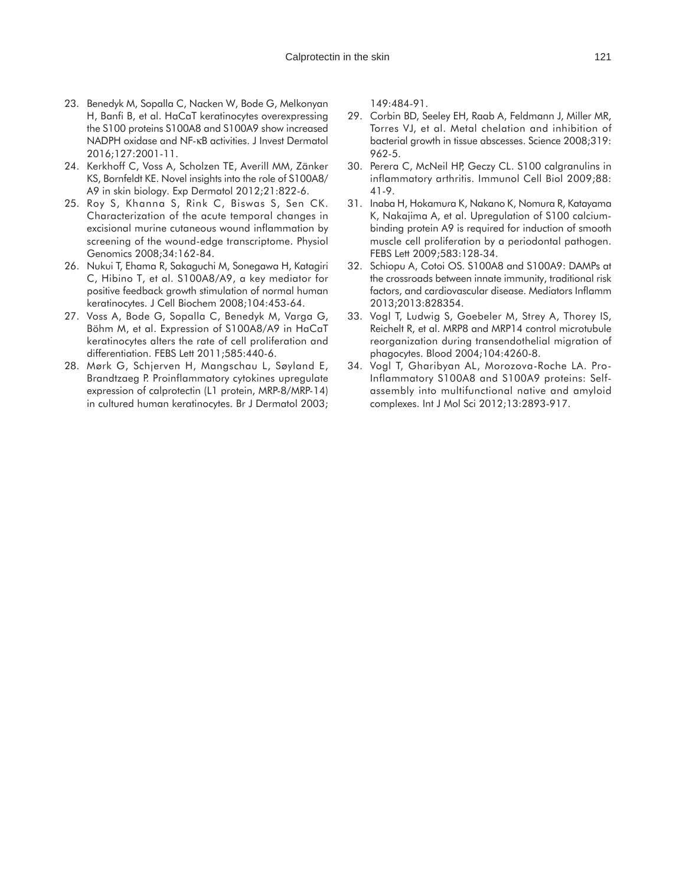23. Benedyk M, Sopalla C, Nacken W, Bode G, Melkonyan H, Banfi B, et al. HaCaT keratinocytes overexpressing the S100 proteins S100A8 and S100A9 show increased NADPH oxidase and NF-κB activities. J Invest Dermatol 2016;127:2001-11.
24. Kerkhoff C, Voss A, Scholzen TE, Averill MM, Zänker KS, Bornfeldt KE. Novel insights into the role of S100A8/A9 in skin biology. Exp Dermatol 2012;21:822-6.
25. Roy S, Khanna S, Rink C, Biswas S, Sen CK. Characterization of the acute temporal changes in excisional murine cutaneous wound inflammation by screening of the wound-edge transcriptome. Physiol Genomics 2008;34:162-84.
26. Nukui T, Ehama R, Sakaguchi M, Sonegawa H, Katagiri C, Hibino T, et al. S100A8/A9, a key mediator for positive feedback growth stimulation of normal human keratinocytes. J Cell Biochem 2008;104:453-64.
27. Voss A, Bode G, Sopalla C, Benedyk M, Varga G, Böhm M, et al. Expression of S100A8/A9 in HaCaT keratinocytes alters the rate of cell proliferation and differentiation. FEBS Lett 2011;585:440-6.
28. Mørk G, Schjerven H, Mangschau L, Søyland E, Brandtzaeg P. Proinflammatory cytokines upregulate expression of calprotectin (L1 protein, MRP-8/MRP-14) in cultured human keratinocytes. Br J Dermatol 2003;149:484-91.
29. Corbin BD, Seeley EH, Raab A, Feldmann J, Miller MR, Torres VJ, et al. Metal chelation and inhibition of bacterial growth in tissue abscesses. Science 2008;319:962-5.
30. Perera C, McNeil HP, Geczy CL. S100 calgranulins in inflammatory arthritis. Immunol Cell Biol 2009;88:41-9.
31. Inaba H, Hokamura K, Nakano K, Nomura R, Katayama K, Nakajima A, et al. Upregulation of S100 calcium-binding protein A9 is required for induction of smooth muscle cell proliferation by a periodontal pathogen. FEBS Lett 2009;583:128-34.
32. Schiopu A, Cotoi OS. S100A8 and S100A9: DAMPs at the crossroads between innate immunity, traditional risk factors, and cardiovascular disease. Mediators Inflamm 2013;2013:828354.
33. Vogl T, Ludwig S, Goebeler M, Strey A, Thorey IS, Reichelt R, et al. MRP8 and MRP14 control microtubule reorganization during transendothelial migration of phagocytes. Blood 2004;104:4260-8.
34. Vogl T, Gharibyan AL, Morozova-Roche LA. Pro-Inflammatory S100A8 and S100A9 proteins: Self-assembly into multifunctional native and amyloid complexes. Int J Mol Sci 2012;13:2893-917.